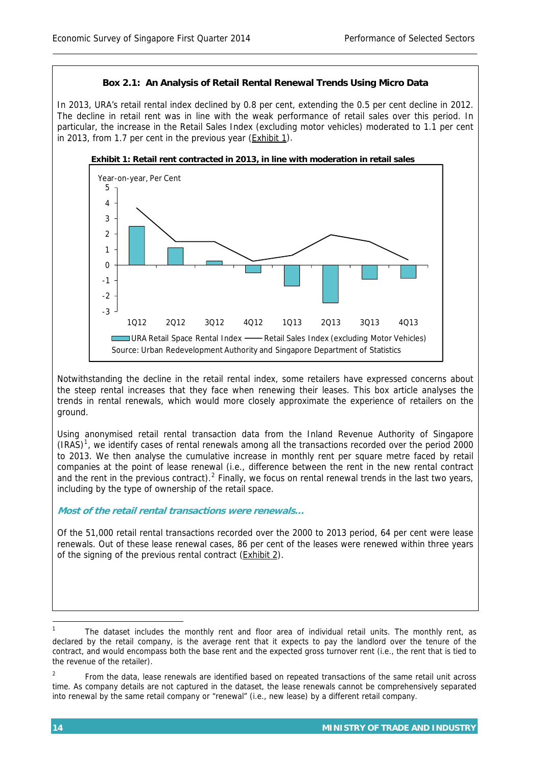**Box 2.1: An Analysis of Retail Rental Renewal Trends Using Micro Data**

In 2013, URA's retail rental index declined by 0.8 per cent, extending the 0.5 per cent decline in 2012. The decline in retail rent was in line with the weak performance of retail sales over this period. In particular, the increase in the Retail Sales Index (excluding motor vehicles) moderated to 1.1 per cent in 2013, from 1.7 per cent in the previous year (Exhibit 1).

**Exhibit 1: Retail rent contracted in 2013, in line with moderation in retail sales**

Year-on-year, Per Cent

URA Retail Space Rental Index — Retail Sales Index (excluding Motor Vehicles)

Source: Urban Redevelopment Authority and Singapore Department of Statistics

Notwithstanding the decline in the retail rental index, some retailers have expressed concerns about the steep rental increases that they face when renewing their leases. This box article analyses the trends in rental renewals, which would more closely approximate the experience of retailers on the ground.

Using anonymised retail rental transaction data from the Inland Revenue Authority of Singapore (IRAS)[1], we identify cases of rental renewals among all the transactions recorded over the period 2000 to 2013. We then analyse the cumulative increase in monthly rent per square metre faced by retail companies at the point of lease renewal (i.e., difference between the rent in the new rental contract and the rent in the previous contract).[2] Finally, we focus on rental renewal trends in the last two years, including by the type of ownership of the retail space.

***Most of the retail rental transactions were renewals…***

Of the 51,000 retail rental transactions recorded over the 2000 to 2013 period, 64 per cent were lease renewals. Out of these lease renewal cases, 86 per cent of the leases were renewed within three years of the signing of the previous rental contract (Exhibit 2).

---

[1] The dataset includes the monthly rent and floor area of individual retail units. The monthly rent, as declared by the retail company, is the average rent that it expects to pay the landlord over the tenure of the contract, and would encompass both the base rent and the expected gross turnover rent (i.e., the rent that is tied to the revenue of the retailer).

[2] From the data, lease renewals are identified based on repeated transactions of the same retail unit across time. As company details are not captured in the dataset, the lease renewals cannot be comprehensively separated into renewal by the same retail company or "renewal" (i.e., new lease) by a different retail company.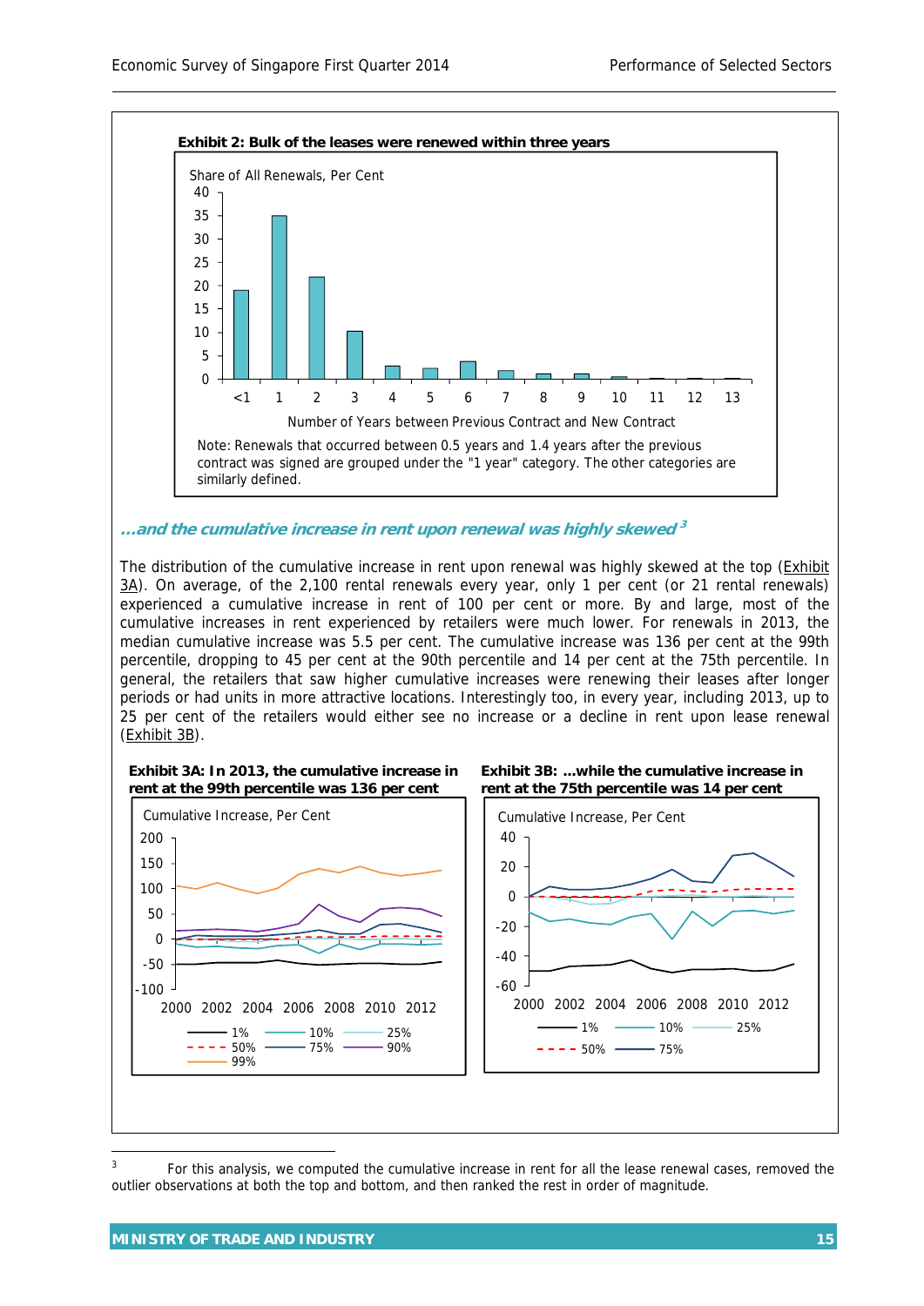**Exhibit 2: Bulk of the leases were renewed within three years**

Share of All Renewals, Per Cent

Number of Years between Previous Contract and New Contract

Note: Renewals that occurred between 0.5 years and 1.4 years after the previous contract was signed are grouped under the "1 year" category. The other categories are similarly defined.

### *...and the cumulative increase in rent upon renewal was highly skewed*[3]

The distribution of the cumulative increase in rent upon renewal was highly skewed at the top (Exhibit 3A). On average, of the 2,100 rental renewals every year, only 1 per cent (or 21 rental renewals) experienced a cumulative increase in rent of 100 per cent or more. By and large, most of the cumulative increases in rent experienced by retailers were much lower. For renewals in 2013, the median cumulative increase was 5.5 per cent. The cumulative increase was 136 per cent at the 99th percentile, dropping to 45 per cent at the 90th percentile and 14 per cent at the 75th percentile. In general, the retailers that saw higher cumulative increases were renewing their leases after longer periods or had units in more attractive locations. Interestingly too, in every year, including 2013, up to 25 per cent of the retailers would either see no increase or a decline in rent upon lease renewal (Exhibit 3B).

**Exhibit 3A: In 2013, the cumulative increase in rent at the 99th percentile was 136 per cent**

Cumulative Increase, Per Cent

**Exhibit 3B: ...while the cumulative increase in rent at the 75th percentile was 14 per cent**

Cumulative Increase, Per Cent

---

[3] For this analysis, we computed the cumulative increase in rent for all the lease renewal cases, removed the outlier observations at both the top and bottom, and then ranked the rest in order of magnitude.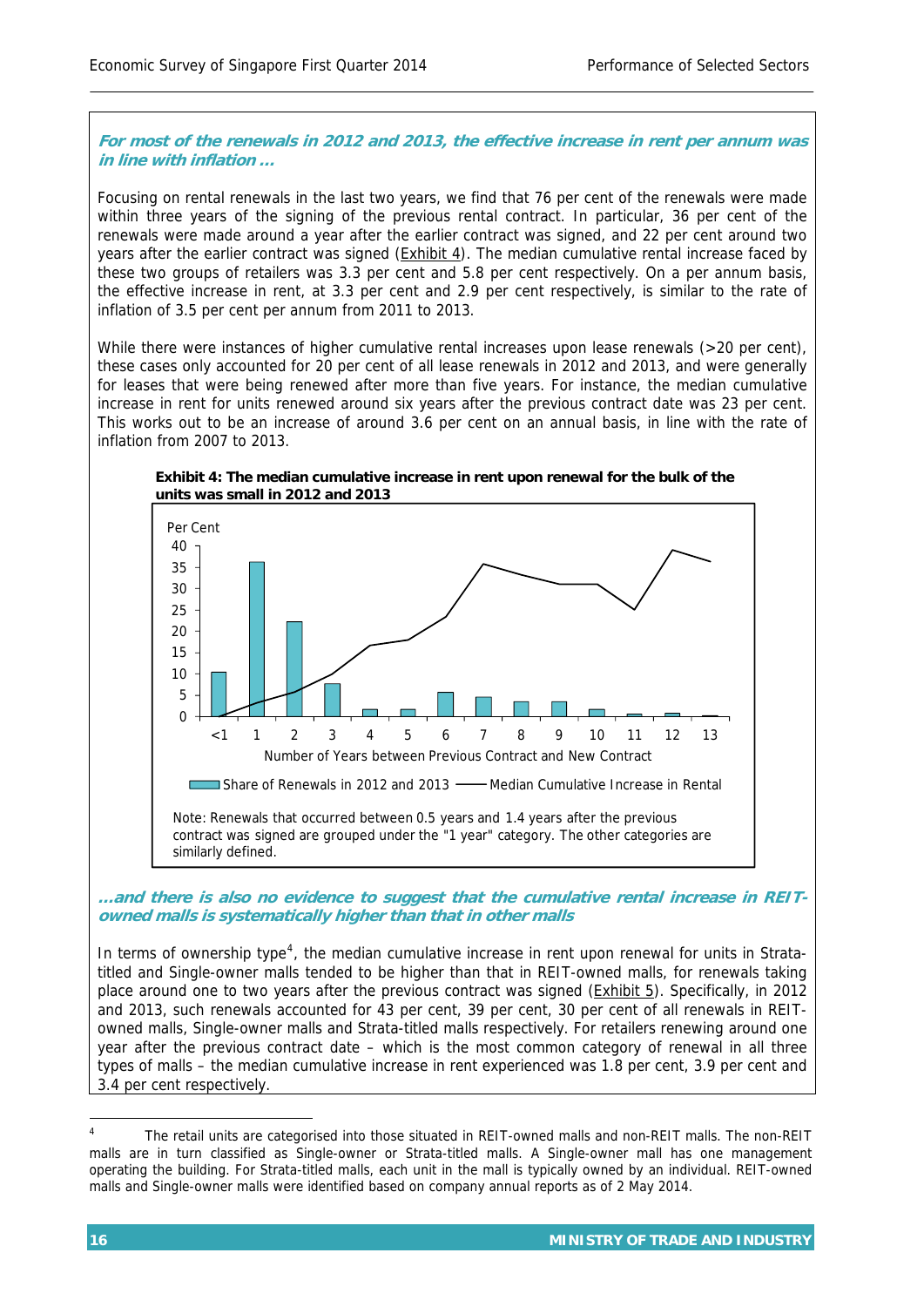***For most of the renewals in 2012 and 2013, the effective increase in rent per annum was in line with inflation …***

Focusing on rental renewals in the last two years, we find that 76 per cent of the renewals were made within three years of the signing of the previous rental contract. In particular, 36 per cent of the renewals were made around a year after the earlier contract was signed, and 22 per cent around two years after the earlier contract was signed (Exhibit 4). The median cumulative rental increase faced by these two groups of retailers was 3.3 per cent and 5.8 per cent respectively. On a per annum basis, the effective increase in rent, at 3.3 per cent and 2.9 per cent respectively, is similar to the rate of inflation of 3.5 per cent per annum from 2011 to 2013.

While there were instances of higher cumulative rental increases upon lease renewals (>20 per cent), these cases only accounted for 20 per cent of all lease renewals in 2012 and 2013, and were generally for leases that were being renewed after more than five years. For instance, the median cumulative increase in rent for units renewed around six years after the previous contract date was 23 per cent. This works out to be an increase of around 3.6 per cent on an annual basis, in line with the rate of inflation from 2007 to 2013.

**Exhibit 4: The median cumulative increase in rent upon renewal for the bulk of the units was small in 2012 and 2013**

Note: Renewals that occurred between 0.5 years and 1.4 years after the previous contract was signed are grouped under the "1 year" category. The other categories are similarly defined.

***…and there is also no evidence to suggest that the cumulative rental increase in REIT-owned malls is systematically higher than that in other malls***

In terms of ownership type[4], the median cumulative increase in rent upon renewal for units in Strata-titled and Single-owner malls tended to be higher than that in REIT-owned malls, for renewals taking place around one to two years after the previous contract was signed (Exhibit 5). Specifically, in 2012 and 2013, such renewals accounted for 43 per cent, 39 per cent, 30 per cent of all renewals in REIT-owned malls, Single-owner malls and Strata-titled malls respectively. For retailers renewing around one year after the previous contract date – which is the most common category of renewal in all three types of malls – the median cumulative increase in rent experienced was 1.8 per cent, 3.9 per cent and 3.4 per cent respectively.

[4] The retail units are categorised into those situated in REIT-owned malls and non-REIT malls. The non-REIT malls are in turn classified as Single-owner or Strata-titled malls. A Single-owner mall has one management operating the building. For Strata-titled malls, each unit in the mall is typically owned by an individual. REIT-owned malls and Single-owner malls were identified based on company annual reports as of 2 May 2014.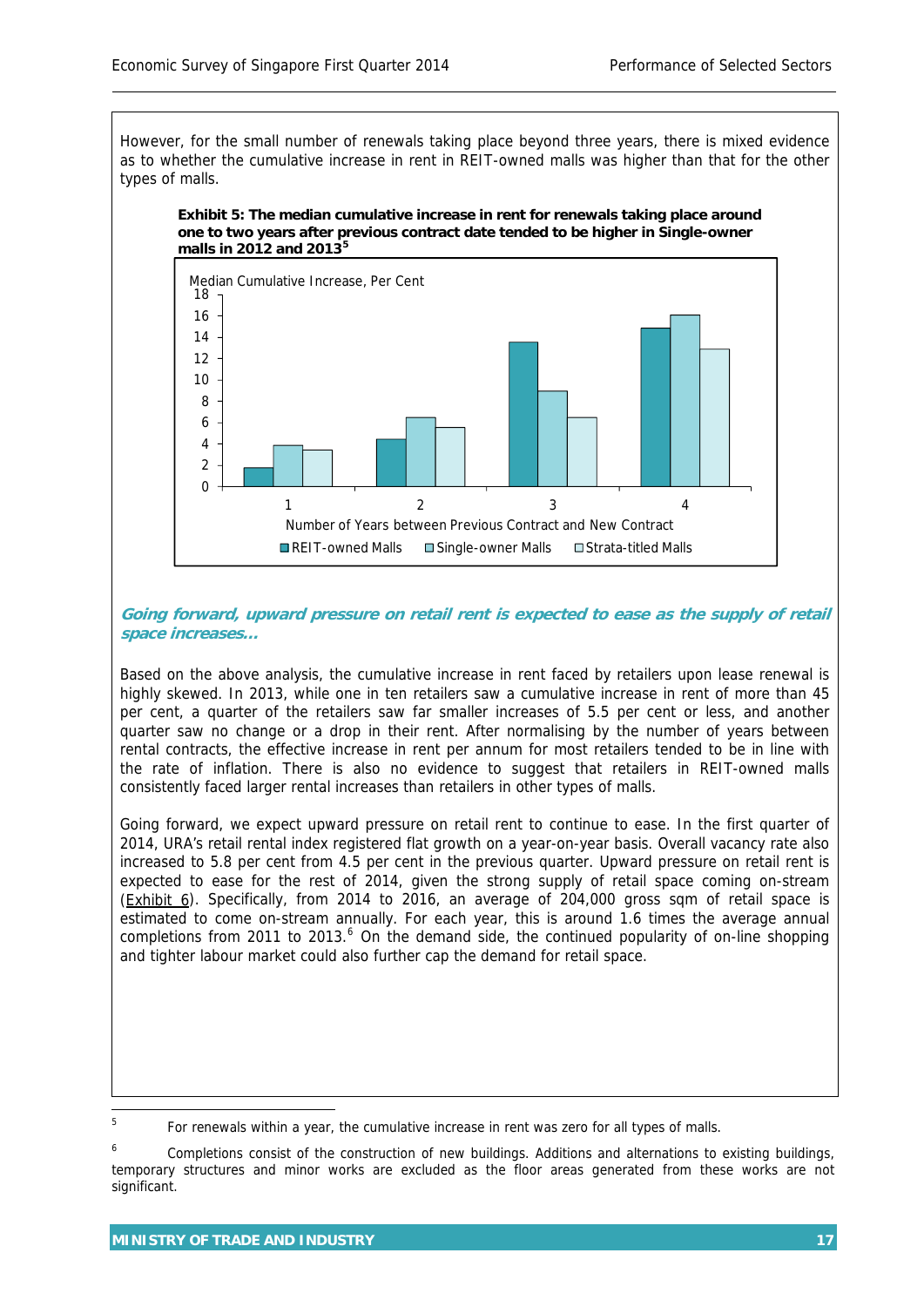However, for the small number of renewals taking place beyond three years, there is mixed evidence as to whether the cumulative increase in rent in REIT-owned malls was higher than that for the other types of malls.

**Exhibit 5: The median cumulative increase in rent for renewals taking place around one to two years after previous contract date tended to be higher in Single-owner malls in 2012 and 2013[5]**

***Going forward, upward pressure on retail rent is expected to ease as the supply of retail space increases…***

Based on the above analysis, the cumulative increase in rent faced by retailers upon lease renewal is highly skewed. In 2013, while one in ten retailers saw a cumulative increase in rent of more than 45 per cent, a quarter of the retailers saw far smaller increases of 5.5 per cent or less, and another quarter saw no change or a drop in their rent. After normalising by the number of years between rental contracts, the effective increase in rent per annum for most retailers tended to be in line with the rate of inflation. There is also no evidence to suggest that retailers in REIT-owned malls consistently faced larger rental increases than retailers in other types of malls.

Going forward, we expect upward pressure on retail rent to continue to ease. In the first quarter of 2014, URA's retail rental index registered flat growth on a year-on-year basis. Overall vacancy rate also increased to 5.8 per cent from 4.5 per cent in the previous quarter. Upward pressure on retail rent is expected to ease for the rest of 2014, given the strong supply of retail space coming on-stream (Exhibit 6). Specifically, from 2014 to 2016, an average of 204,000 gross sqm of retail space is estimated to come on-stream annually. For each year, this is around 1.6 times the average annual completions from 2011 to 2013.[6] On the demand side, the continued popularity of on-line shopping and tighter labour market could also further cap the demand for retail space.

---

[5] For renewals within a year, the cumulative increase in rent was zero for all types of malls.

[6] Completions consist of the construction of new buildings. Additions and alternations to existing buildings, temporary structures and minor works are excluded as the floor areas generated from these works are not significant.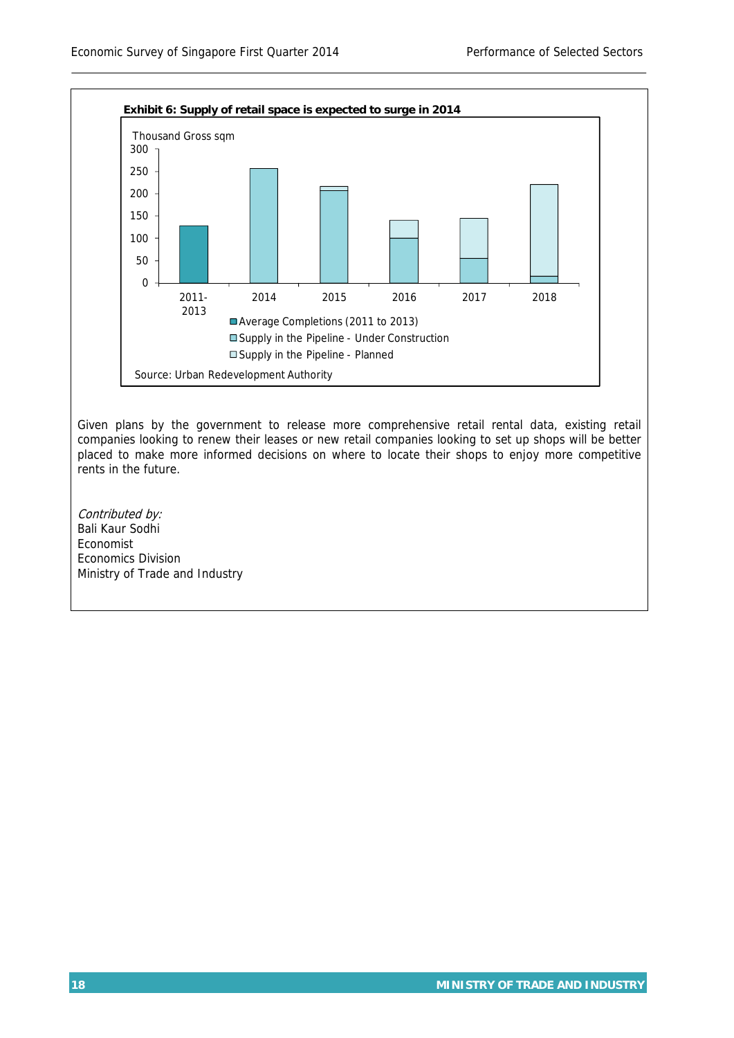**Exhibit 6: Supply of retail space is expected to surge in 2014**

Thousand Gross sqm

300
250
200
150
100
50
0

2011-2013
2014
2015
2016
2017
2018

Average Completions (2011 to 2013)
Supply in the Pipeline - Under Construction
Supply in the Pipeline - Planned

Source: Urban Redevelopment Authority

Given plans by the government to release more comprehensive retail rental data, existing retail companies looking to renew their leases or new retail companies looking to set up shops will be better placed to make more informed decisions on where to locate their shops to enjoy more competitive rents in the future.

*Contributed by:*
Bali Kaur Sodhi
Economist
Economics Division
Ministry of Trade and Industry